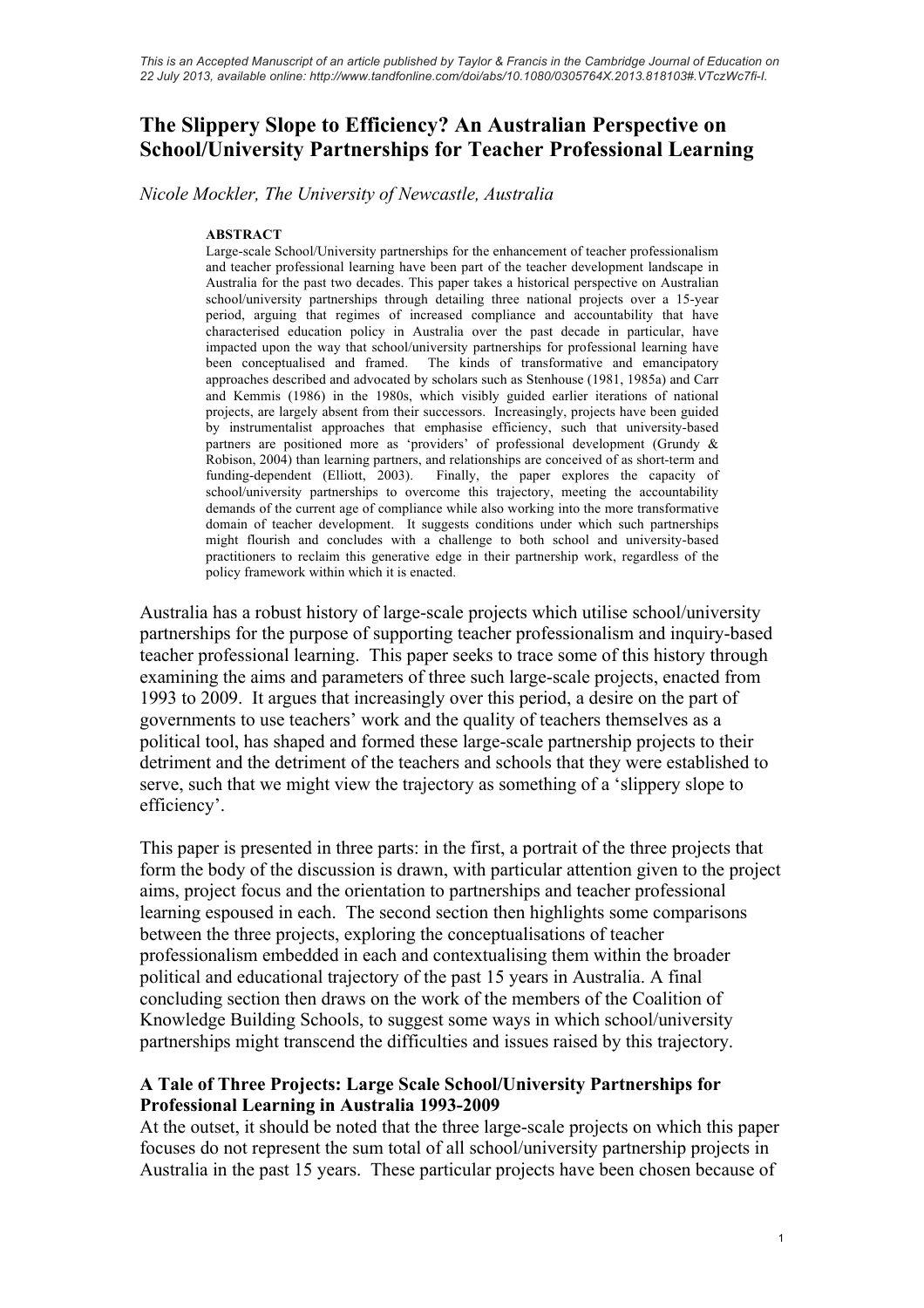*This is an Accepted Manuscript of an article published by Taylor & Francis in the Cambridge Journal of Education on 22 July 2013, available online: http://www.tandfonline.com/doi/abs/10.1080/0305764X.2013.818103#.VTczWc7fi-I.*

# The Slippery Slope to Efficiency? An Australian Perspective on School/University Partnerships for Teacher Professional Learning

*Nicole Mockler, The University of Newcastle, Australia*

**ABSTRACT**

Large-scale School/University partnerships for the enhancement of teacher professionalism and teacher professional learning have been part of the teacher development landscape in Australia for the past two decades. This paper takes a historical perspective on Australian school/university partnerships through detailing three national projects over a 15-year period, arguing that regimes of increased compliance and accountability that have characterised education policy in Australia over the past decade in particular, have impacted upon the way that school/university partnerships for professional learning have been conceptualised and framed. The kinds of transformative and emancipatory approaches described and advocated by scholars such as Stenhouse (1981, 1985a) and Carr and Kemmis (1986) in the 1980s, which visibly guided earlier iterations of national projects, are largely absent from their successors. Increasingly, projects have been guided by instrumentalist approaches that emphasise efficiency, such that university-based partners are positioned more as 'providers' of professional development (Grundy & Robison, 2004) than learning partners, and relationships are conceived of as short-term and funding-dependent (Elliott, 2003). Finally, the paper explores the capacity of school/university partnerships to overcome this trajectory, meeting the accountability demands of the current age of compliance while also working into the more transformative domain of teacher development. It suggests conditions under which such partnerships might flourish and concludes with a challenge to both school and university-based practitioners to reclaim this generative edge in their partnership work, regardless of the policy framework within which it is enacted.

Australia has a robust history of large-scale projects which utilise school/university partnerships for the purpose of supporting teacher professionalism and inquiry-based teacher professional learning. This paper seeks to trace some of this history through examining the aims and parameters of three such large-scale projects, enacted from 1993 to 2009. It argues that increasingly over this period, a desire on the part of governments to use teachers' work and the quality of teachers themselves as a political tool, has shaped and formed these large-scale partnership projects to their detriment and the detriment of the teachers and schools that they were established to serve, such that we might view the trajectory as something of a 'slippery slope to efficiency'.

This paper is presented in three parts: in the first, a portrait of the three projects that form the body of the discussion is drawn, with particular attention given to the project aims, project focus and the orientation to partnerships and teacher professional learning espoused in each. The second section then highlights some comparisons between the three projects, exploring the conceptualisations of teacher professionalism embedded in each and contextualising them within the broader political and educational trajectory of the past 15 years in Australia. A final concluding section then draws on the work of the members of the Coalition of Knowledge Building Schools, to suggest some ways in which school/university partnerships might transcend the difficulties and issues raised by this trajectory.

## A Tale of Three Projects: Large Scale School/University Partnerships for Professional Learning in Australia 1993-2009

At the outset, it should be noted that the three large-scale projects on which this paper focuses do not represent the sum total of all school/university partnership projects in Australia in the past 15 years. These particular projects have been chosen because of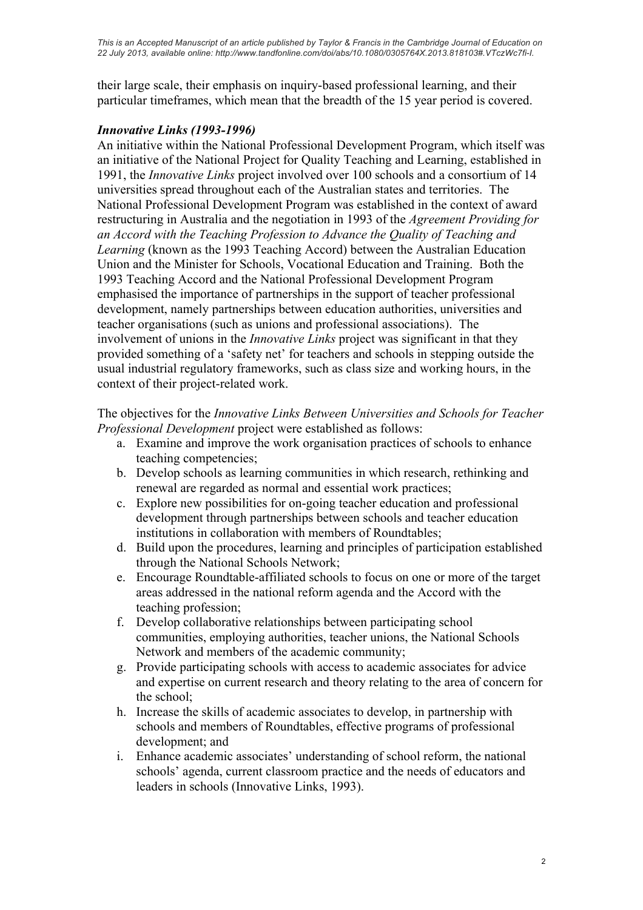their large scale, their emphasis on inquiry-based professional learning, and their particular timeframes, which mean that the breadth of the 15 year period is covered.

### *Innovative Links (1993-1996)*

An initiative within the National Professional Development Program, which itself was an initiative of the National Project for Quality Teaching and Learning, established in 1991, the *Innovative Links* project involved over 100 schools and a consortium of 14 universities spread throughout each of the Australian states and territories. The National Professional Development Program was established in the context of award restructuring in Australia and the negotiation in 1993 of the *Agreement Providing for an Accord with the Teaching Profession to Advance the Quality of Teaching and Learning* (known as the 1993 Teaching Accord) between the Australian Education Union and the Minister for Schools, Vocational Education and Training. Both the 1993 Teaching Accord and the National Professional Development Program emphasised the importance of partnerships in the support of teacher professional development, namely partnerships between education authorities, universities and teacher organisations (such as unions and professional associations). The involvement of unions in the *Innovative Links* project was significant in that they provided something of a 'safety net' for teachers and schools in stepping outside the usual industrial regulatory frameworks, such as class size and working hours, in the context of their project-related work.

The objectives for the *Innovative Links Between Universities and Schools for Teacher Professional Development* project were established as follows:

a. Examine and improve the work organisation practices of schools to enhance teaching competencies;
b. Develop schools as learning communities in which research, rethinking and renewal are regarded as normal and essential work practices;
c. Explore new possibilities for on-going teacher education and professional development through partnerships between schools and teacher education institutions in collaboration with members of Roundtables;
d. Build upon the procedures, learning and principles of participation established through the National Schools Network;
e. Encourage Roundtable-affiliated schools to focus on one or more of the target areas addressed in the national reform agenda and the Accord with the teaching profession;
f. Develop collaborative relationships between participating school communities, employing authorities, teacher unions, the National Schools Network and members of the academic community;
g. Provide participating schools with access to academic associates for advice and expertise on current research and theory relating to the area of concern for the school;
h. Increase the skills of academic associates to develop, in partnership with schools and members of Roundtables, effective programs of professional development; and
i. Enhance academic associates' understanding of school reform, the national schools' agenda, current classroom practice and the needs of educators and leaders in schools (Innovative Links, 1993).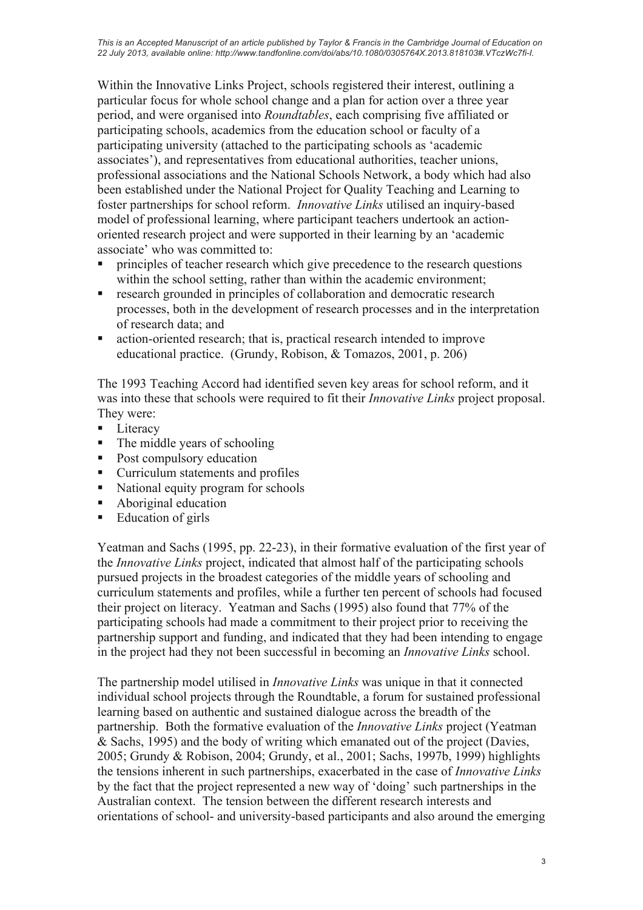Within the Innovative Links Project, schools registered their interest, outlining a particular focus for whole school change and a plan for action over a three year period, and were organised into *Roundtables*, each comprising five affiliated or participating schools, academics from the education school or faculty of a participating university (attached to the participating schools as 'academic associates'), and representatives from educational authorities, teacher unions, professional associations and the National Schools Network, a body which had also been established under the National Project for Quality Teaching and Learning to foster partnerships for school reform. *Innovative Links* utilised an inquiry-based model of professional learning, where participant teachers undertook an action-oriented research project and were supported in their learning by an 'academic associate' who was committed to:

- principles of teacher research which give precedence to the research questions within the school setting, rather than within the academic environment;
- research grounded in principles of collaboration and democratic research processes, both in the development of research processes and in the interpretation of research data; and
- action-oriented research; that is, practical research intended to improve educational practice. (Grundy, Robison, & Tomazos, 2001, p. 206)

The 1993 Teaching Accord had identified seven key areas for school reform, and it was into these that schools were required to fit their *Innovative Links* project proposal. They were:

- Literacy
- The middle years of schooling
- Post compulsory education
- Curriculum statements and profiles
- National equity program for schools
- Aboriginal education
- Education of girls

Yeatman and Sachs (1995, pp. 22-23), in their formative evaluation of the first year of the *Innovative Links* project, indicated that almost half of the participating schools pursued projects in the broadest categories of the middle years of schooling and curriculum statements and profiles, while a further ten percent of schools had focused their project on literacy. Yeatman and Sachs (1995) also found that 77% of the participating schools had made a commitment to their project prior to receiving the partnership support and funding, and indicated that they had been intending to engage in the project had they not been successful in becoming an *Innovative Links* school.

The partnership model utilised in *Innovative Links* was unique in that it connected individual school projects through the Roundtable, a forum for sustained professional learning based on authentic and sustained dialogue across the breadth of the partnership. Both the formative evaluation of the *Innovative Links* project (Yeatman & Sachs, 1995) and the body of writing which emanated out of the project (Davies, 2005; Grundy & Robison, 2004; Grundy, et al., 2001; Sachs, 1997b, 1999) highlights the tensions inherent in such partnerships, exacerbated in the case of *Innovative Links* by the fact that the project represented a new way of 'doing' such partnerships in the Australian context. The tension between the different research interests and orientations of school- and university-based participants and also around the emerging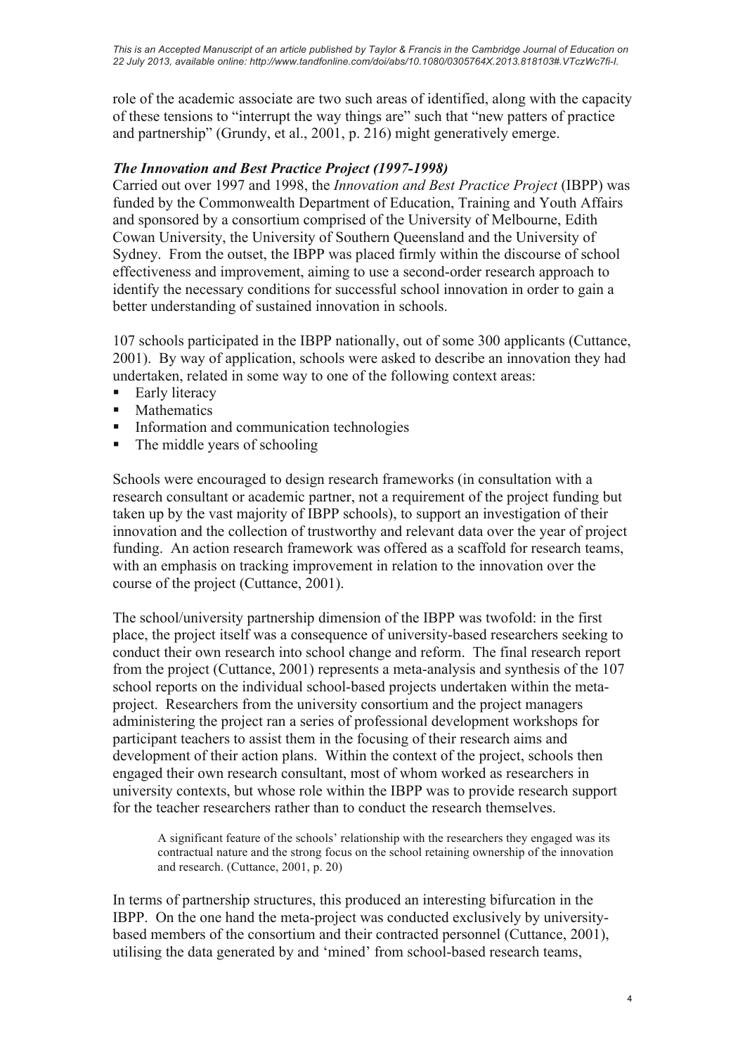role of the academic associate are two such areas of identified, along with the capacity of these tensions to "interrupt the way things are" such that "new patters of practice and partnership" (Grundy, et al., 2001, p. 216) might generatively emerge.

### *The Innovation and Best Practice Project (1997-1998)*

Carried out over 1997 and 1998, the *Innovation and Best Practice Project* (IBPP) was funded by the Commonwealth Department of Education, Training and Youth Affairs and sponsored by a consortium comprised of the University of Melbourne, Edith Cowan University, the University of Southern Queensland and the University of Sydney. From the outset, the IBPP was placed firmly within the discourse of school effectiveness and improvement, aiming to use a second-order research approach to identify the necessary conditions for successful school innovation in order to gain a better understanding of sustained innovation in schools.

107 schools participated in the IBPP nationally, out of some 300 applicants (Cuttance, 2001). By way of application, schools were asked to describe an innovation they had undertaken, related in some way to one of the following context areas:

- Early literacy
- Mathematics
- Information and communication technologies
- The middle years of schooling

Schools were encouraged to design research frameworks (in consultation with a research consultant or academic partner, not a requirement of the project funding but taken up by the vast majority of IBPP schools), to support an investigation of their innovation and the collection of trustworthy and relevant data over the year of project funding. An action research framework was offered as a scaffold for research teams, with an emphasis on tracking improvement in relation to the innovation over the course of the project (Cuttance, 2001).

The school/university partnership dimension of the IBPP was twofold: in the first place, the project itself was a consequence of university-based researchers seeking to conduct their own research into school change and reform. The final research report from the project (Cuttance, 2001) represents a meta-analysis and synthesis of the 107 school reports on the individual school-based projects undertaken within the meta-project. Researchers from the university consortium and the project managers administering the project ran a series of professional development workshops for participant teachers to assist them in the focusing of their research aims and development of their action plans. Within the context of the project, schools then engaged their own research consultant, most of whom worked as researchers in university contexts, but whose role within the IBPP was to provide research support for the teacher researchers rather than to conduct the research themselves.

> A significant feature of the schools' relationship with the researchers they engaged was its contractual nature and the strong focus on the school retaining ownership of the innovation and research. (Cuttance, 2001, p. 20)

In terms of partnership structures, this produced an interesting bifurcation in the IBPP. On the one hand the meta-project was conducted exclusively by university-based members of the consortium and their contracted personnel (Cuttance, 2001), utilising the data generated by and 'mined' from school-based research teams,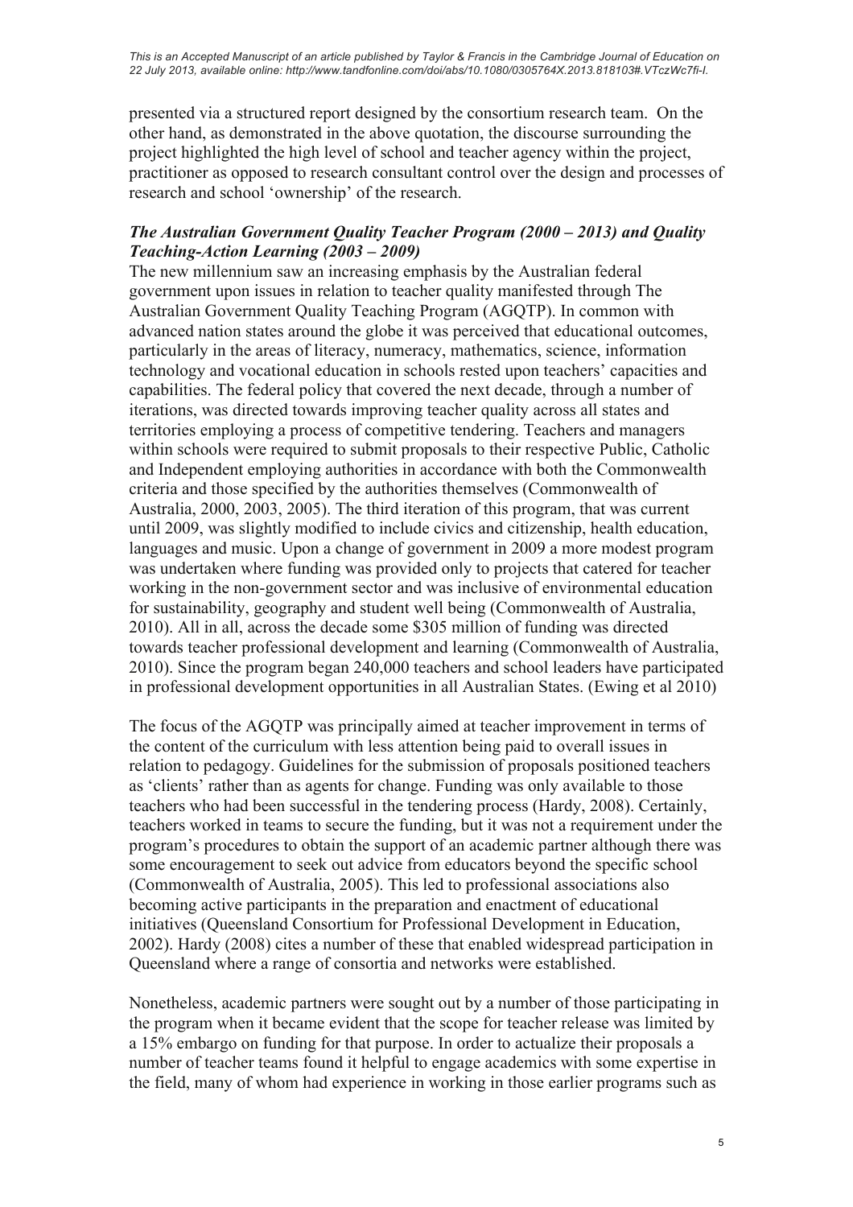presented via a structured report designed by the consortium research team. On the other hand, as demonstrated in the above quotation, the discourse surrounding the project highlighted the high level of school and teacher agency within the project, practitioner as opposed to research consultant control over the design and processes of research and school 'ownership' of the research.

### *The Australian Government Quality Teacher Program (2000 – 2013) and Quality Teaching-Action Learning (2003 – 2009)*

The new millennium saw an increasing emphasis by the Australian federal government upon issues in relation to teacher quality manifested through The Australian Government Quality Teaching Program (AGQTP). In common with advanced nation states around the globe it was perceived that educational outcomes, particularly in the areas of literacy, numeracy, mathematics, science, information technology and vocational education in schools rested upon teachers' capacities and capabilities. The federal policy that covered the next decade, through a number of iterations, was directed towards improving teacher quality across all states and territories employing a process of competitive tendering. Teachers and managers within schools were required to submit proposals to their respective Public, Catholic and Independent employing authorities in accordance with both the Commonwealth criteria and those specified by the authorities themselves (Commonwealth of Australia, 2000, 2003, 2005). The third iteration of this program, that was current until 2009, was slightly modified to include civics and citizenship, health education, languages and music. Upon a change of government in 2009 a more modest program was undertaken where funding was provided only to projects that catered for teacher working in the non-government sector and was inclusive of environmental education for sustainability, geography and student well being (Commonwealth of Australia, 2010). All in all, across the decade some $305 million of funding was directed towards teacher professional development and learning (Commonwealth of Australia, 2010). Since the program began 240,000 teachers and school leaders have participated in professional development opportunities in all Australian States. (Ewing et al 2010)

The focus of the AGQTP was principally aimed at teacher improvement in terms of the content of the curriculum with less attention being paid to overall issues in relation to pedagogy. Guidelines for the submission of proposals positioned teachers as 'clients' rather than as agents for change. Funding was only available to those teachers who had been successful in the tendering process (Hardy, 2008). Certainly, teachers worked in teams to secure the funding, but it was not a requirement under the program's procedures to obtain the support of an academic partner although there was some encouragement to seek out advice from educators beyond the specific school (Commonwealth of Australia, 2005). This led to professional associations also becoming active participants in the preparation and enactment of educational initiatives (Queensland Consortium for Professional Development in Education, 2002). Hardy (2008) cites a number of these that enabled widespread participation in Queensland where a range of consortia and networks were established.

Nonetheless, academic partners were sought out by a number of those participating in the program when it became evident that the scope for teacher release was limited by a 15% embargo on funding for that purpose. In order to actualize their proposals a number of teacher teams found it helpful to engage academics with some expertise in the field, many of whom had experience in working in those earlier programs such as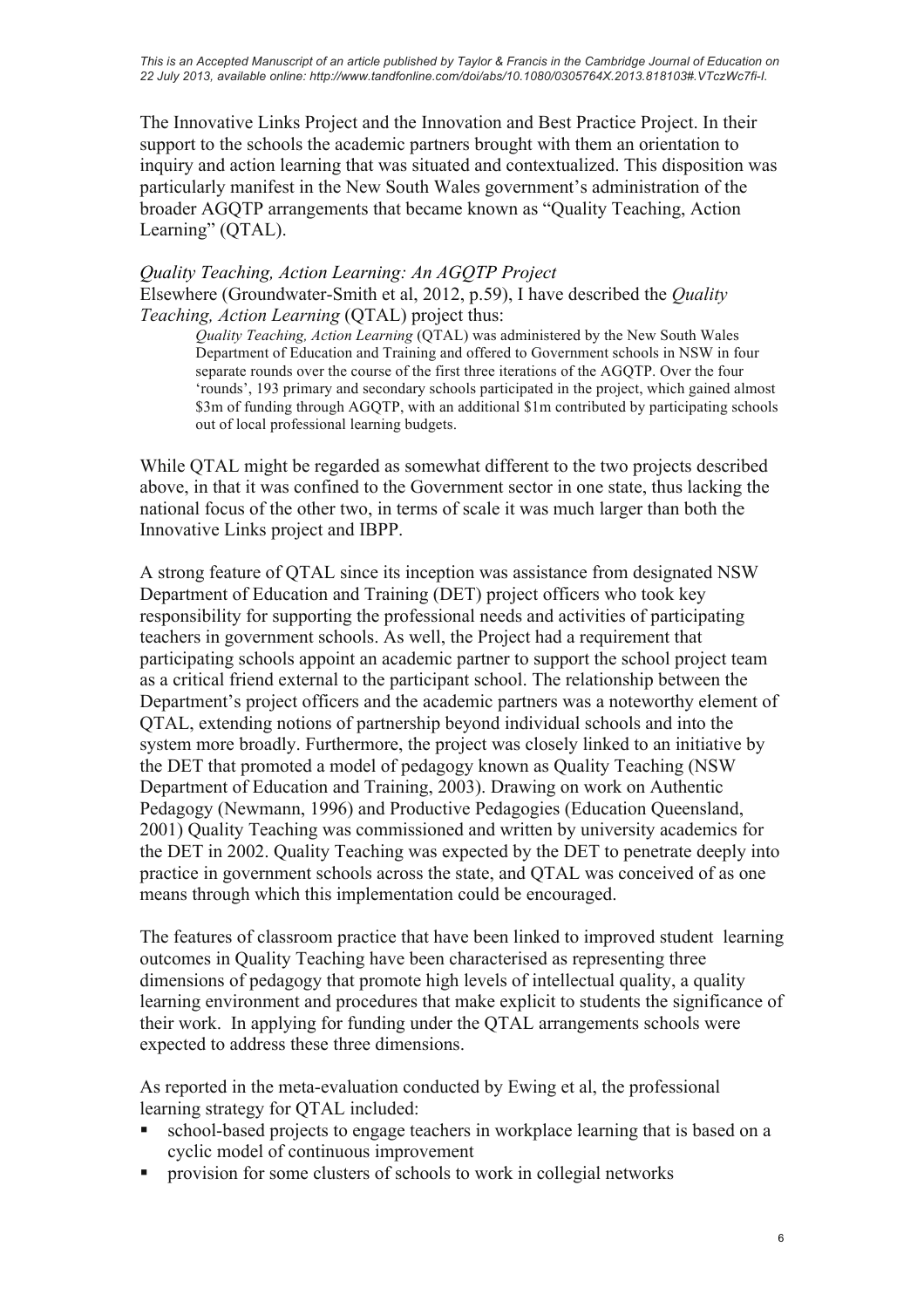The Innovative Links Project and the Innovation and Best Practice Project. In their support to the schools the academic partners brought with them an orientation to inquiry and action learning that was situated and contextualized. This disposition was particularly manifest in the New South Wales government's administration of the broader AGQTP arrangements that became known as "Quality Teaching, Action Learning" (QTAL).

*Quality Teaching, Action Learning: An AGQTP Project*

Elsewhere (Groundwater-Smith et al, 2012, p.59), I have described the *Quality Teaching, Action Learning* (QTAL) project thus:

> *Quality Teaching, Action Learning* (QTAL) was administered by the New South Wales Department of Education and Training and offered to Government schools in NSW in four separate rounds over the course of the first three iterations of the AGQTP. Over the four 'rounds', 193 primary and secondary schools participated in the project, which gained almost $3m of funding through AGQTP, with an additional $1m contributed by participating schools out of local professional learning budgets.

While QTAL might be regarded as somewhat different to the two projects described above, in that it was confined to the Government sector in one state, thus lacking the national focus of the other two, in terms of scale it was much larger than both the Innovative Links project and IBPP.

A strong feature of QTAL since its inception was assistance from designated NSW Department of Education and Training (DET) project officers who took key responsibility for supporting the professional needs and activities of participating teachers in government schools. As well, the Project had a requirement that participating schools appoint an academic partner to support the school project team as a critical friend external to the participant school. The relationship between the Department's project officers and the academic partners was a noteworthy element of QTAL, extending notions of partnership beyond individual schools and into the system more broadly. Furthermore, the project was closely linked to an initiative by the DET that promoted a model of pedagogy known as Quality Teaching (NSW Department of Education and Training, 2003). Drawing on work on Authentic Pedagogy (Newmann, 1996) and Productive Pedagogies (Education Queensland, 2001) Quality Teaching was commissioned and written by university academics for the DET in 2002. Quality Teaching was expected by the DET to penetrate deeply into practice in government schools across the state, and QTAL was conceived of as one means through which this implementation could be encouraged.

The features of classroom practice that have been linked to improved student learning outcomes in Quality Teaching have been characterised as representing three dimensions of pedagogy that promote high levels of intellectual quality, a quality learning environment and procedures that make explicit to students the significance of their work. In applying for funding under the QTAL arrangements schools were expected to address these three dimensions.

As reported in the meta-evaluation conducted by Ewing et al, the professional learning strategy for QTAL included:

- school-based projects to engage teachers in workplace learning that is based on a cyclic model of continuous improvement
- provision for some clusters of schools to work in collegial networks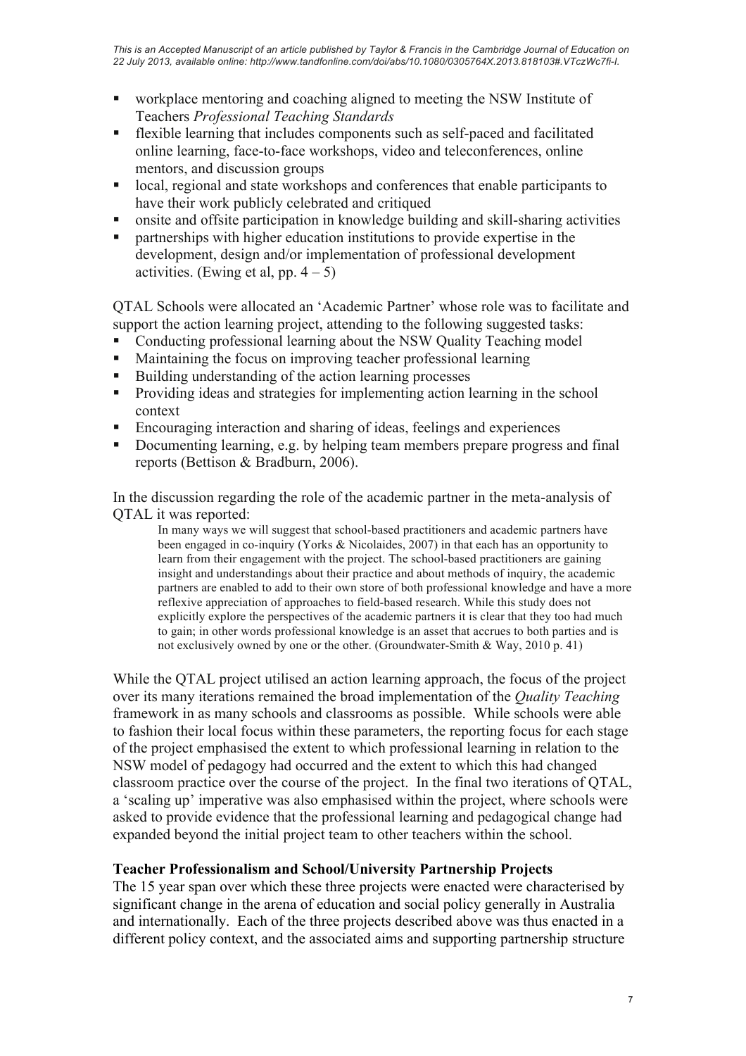- workplace mentoring and coaching aligned to meeting the NSW Institute of Teachers *Professional Teaching Standards*
- flexible learning that includes components such as self-paced and facilitated online learning, face-to-face workshops, video and teleconferences, online mentors, and discussion groups
- local, regional and state workshops and conferences that enable participants to have their work publicly celebrated and critiqued
- onsite and offsite participation in knowledge building and skill-sharing activities
- partnerships with higher education institutions to provide expertise in the development, design and/or implementation of professional development activities. (Ewing et al, pp. 4 – 5)

QTAL Schools were allocated an 'Academic Partner' whose role was to facilitate and support the action learning project, attending to the following suggested tasks:

- Conducting professional learning about the NSW Quality Teaching model
- Maintaining the focus on improving teacher professional learning
- Building understanding of the action learning processes
- Providing ideas and strategies for implementing action learning in the school context
- Encouraging interaction and sharing of ideas, feelings and experiences
- Documenting learning, e.g. by helping team members prepare progress and final reports (Bettison & Bradburn, 2006).

In the discussion regarding the role of the academic partner in the meta-analysis of QTAL it was reported:

> In many ways we will suggest that school-based practitioners and academic partners have been engaged in co-inquiry (Yorks & Nicolaides, 2007) in that each has an opportunity to learn from their engagement with the project. The school-based practitioners are gaining insight and understandings about their practice and about methods of inquiry, the academic partners are enabled to add to their own store of both professional knowledge and have a more reflexive appreciation of approaches to field-based research. While this study does not explicitly explore the perspectives of the academic partners it is clear that they too had much to gain; in other words professional knowledge is an asset that accrues to both parties and is not exclusively owned by one or the other. (Groundwater-Smith & Way, 2010 p. 41)

While the QTAL project utilised an action learning approach, the focus of the project over its many iterations remained the broad implementation of the *Quality Teaching* framework in as many schools and classrooms as possible. While schools were able to fashion their local focus within these parameters, the reporting focus for each stage of the project emphasised the extent to which professional learning in relation to the NSW model of pedagogy had occurred and the extent to which this had changed classroom practice over the course of the project. In the final two iterations of QTAL, a 'scaling up' imperative was also emphasised within the project, where schools were asked to provide evidence that the professional learning and pedagogical change had expanded beyond the initial project team to other teachers within the school.

**Teacher Professionalism and School/University Partnership Projects**

The 15 year span over which these three projects were enacted were characterised by significant change in the arena of education and social policy generally in Australia and internationally. Each of the three projects described above was thus enacted in a different policy context, and the associated aims and supporting partnership structure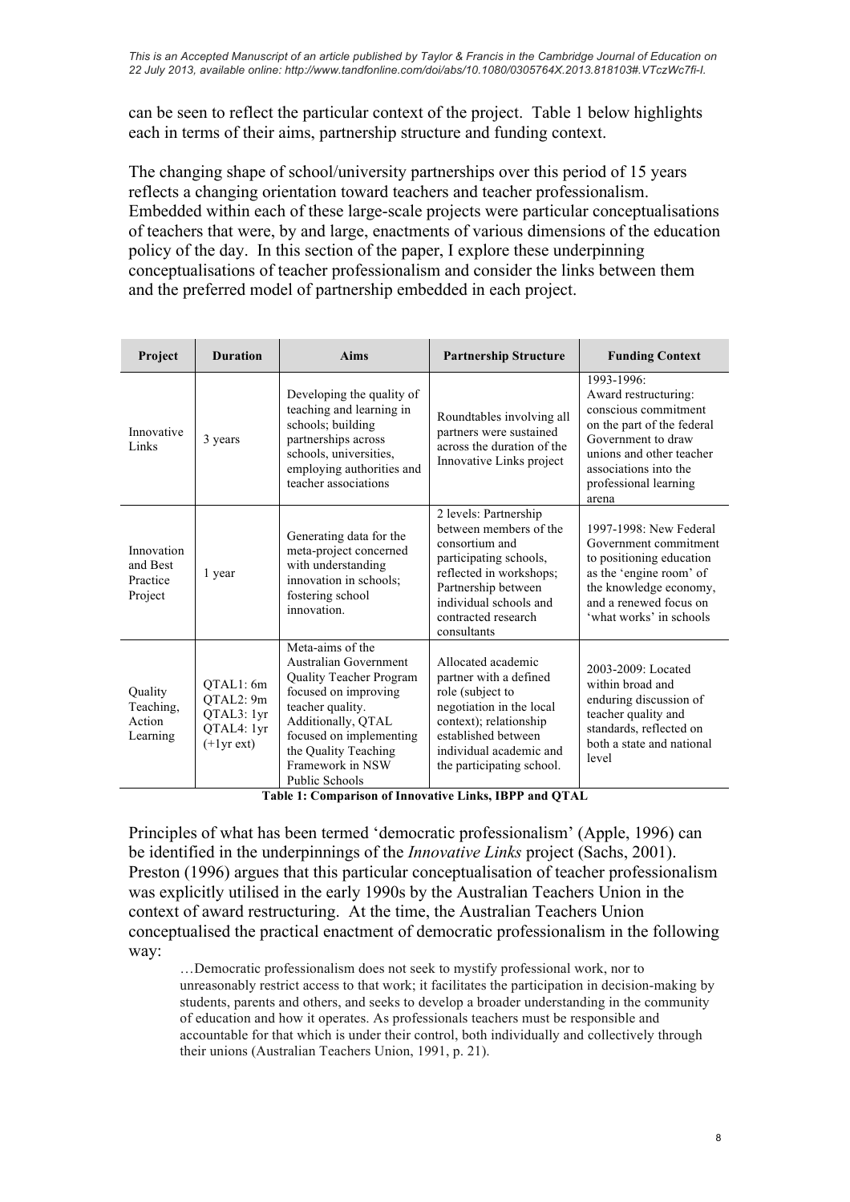can be seen to reflect the particular context of the project. Table 1 below highlights each in terms of their aims, partnership structure and funding context.

The changing shape of school/university partnerships over this period of 15 years reflects a changing orientation toward teachers and teacher professionalism. Embedded within each of these large-scale projects were particular conceptualisations of teachers that were, by and large, enactments of various dimensions of the education policy of the day. In this section of the paper, I explore these underpinning conceptualisations of teacher professionalism and consider the links between them and the preferred model of partnership embedded in each project.

| Project | Duration | Aims | Partnership Structure | Funding Context |
|---|---|---|---|---|
| Innovative Links | 3 years | Developing the quality of teaching and learning in schools; building partnerships across schools, universities, employing authorities and teacher associations | Roundtables involving all partners were sustained across the duration of the Innovative Links project | 1993-1996: Award restructuring: conscious commitment on the part of the federal Government to draw unions and other teacher associations into the professional learning arena |
| Innovation and Best Practice Project | 1 year | Generating data for the meta-project concerned with understanding innovation in schools; fostering school innovation. | 2 levels: Partnership between members of the consortium and participating schools, reflected in workshops; Partnership between individual schools and contracted research consultants | 1997-1998: New Federal Government commitment to positioning education as the 'engine room' of the knowledge economy, and a renewed focus on 'what works' in schools |
| Quality Teaching, Action Learning | QTAL1: 6m<br>QTAL2: 9m<br>QTAL3: 1yr<br>QTAL4: 1yr (+1yr ext) | Meta-aims of the Australian Government Quality Teacher Program focused on improving teacher quality. Additionally, QTAL focused on implementing the Quality Teaching Framework in NSW Public Schools | Allocated academic partner with a defined role (subject to negotiation in the local context); relationship established between individual academic and the participating school. | 2003-2009: Located within broad and enduring discussion of teacher quality and standards, reflected on both a state and national level |

**Table 1: Comparison of Innovative Links, IBPP and QTAL**

Principles of what has been termed 'democratic professionalism' (Apple, 1996) can be identified in the underpinnings of the *Innovative Links* project (Sachs, 2001). Preston (1996) argues that this particular conceptualisation of teacher professionalism was explicitly utilised in the early 1990s by the Australian Teachers Union in the context of award restructuring. At the time, the Australian Teachers Union conceptualised the practical enactment of democratic professionalism in the following way:

> …Democratic professionalism does not seek to mystify professional work, nor to unreasonably restrict access to that work; it facilitates the participation in decision-making by students, parents and others, and seeks to develop a broader understanding in the community of education and how it operates. As professionals teachers must be responsible and accountable for that which is under their control, both individually and collectively through their unions (Australian Teachers Union, 1991, p. 21).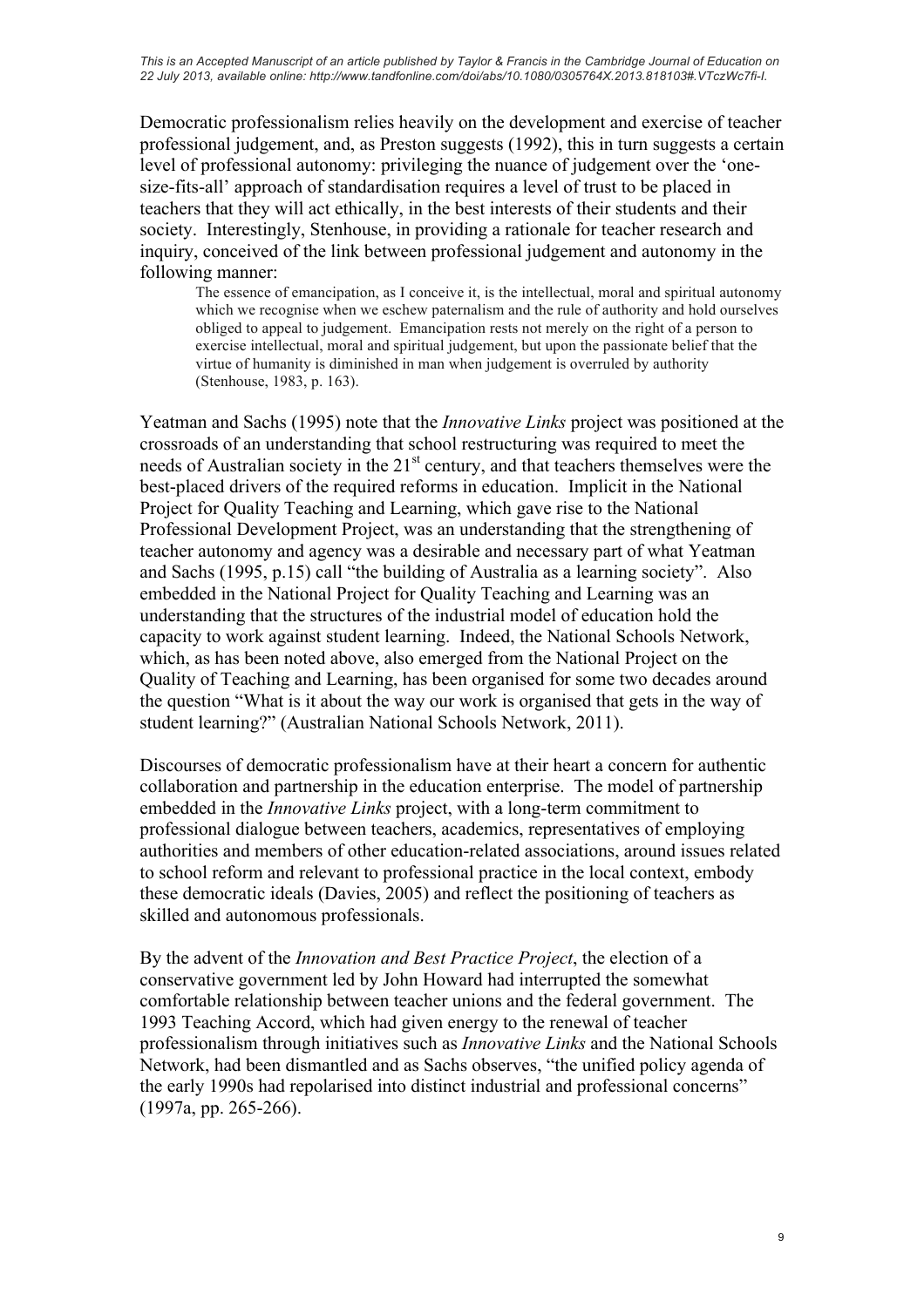Democratic professionalism relies heavily on the development and exercise of teacher professional judgement, and, as Preston suggests (1992), this in turn suggests a certain level of professional autonomy: privileging the nuance of judgement over the 'one-size-fits-all' approach of standardisation requires a level of trust to be placed in teachers that they will act ethically, in the best interests of their students and their society. Interestingly, Stenhouse, in providing a rationale for teacher research and inquiry, conceived of the link between professional judgement and autonomy in the following manner:

> The essence of emancipation, as I conceive it, is the intellectual, moral and spiritual autonomy which we recognise when we eschew paternalism and the rule of authority and hold ourselves obliged to appeal to judgement. Emancipation rests not merely on the right of a person to exercise intellectual, moral and spiritual judgement, but upon the passionate belief that the virtue of humanity is diminished in man when judgement is overruled by authority (Stenhouse, 1983, p. 163).

Yeatman and Sachs (1995) note that the *Innovative Links* project was positioned at the crossroads of an understanding that school restructuring was required to meet the needs of Australian society in the 21st century, and that teachers themselves were the best-placed drivers of the required reforms in education. Implicit in the National Project for Quality Teaching and Learning, which gave rise to the National Professional Development Project, was an understanding that the strengthening of teacher autonomy and agency was a desirable and necessary part of what Yeatman and Sachs (1995, p.15) call "the building of Australia as a learning society". Also embedded in the National Project for Quality Teaching and Learning was an understanding that the structures of the industrial model of education hold the capacity to work against student learning. Indeed, the National Schools Network, which, as has been noted above, also emerged from the National Project on the Quality of Teaching and Learning, has been organised for some two decades around the question "What is it about the way our work is organised that gets in the way of student learning?" (Australian National Schools Network, 2011).

Discourses of democratic professionalism have at their heart a concern for authentic collaboration and partnership in the education enterprise. The model of partnership embedded in the *Innovative Links* project, with a long-term commitment to professional dialogue between teachers, academics, representatives of employing authorities and members of other education-related associations, around issues related to school reform and relevant to professional practice in the local context, embody these democratic ideals (Davies, 2005) and reflect the positioning of teachers as skilled and autonomous professionals.

By the advent of the *Innovation and Best Practice Project*, the election of a conservative government led by John Howard had interrupted the somewhat comfortable relationship between teacher unions and the federal government. The 1993 Teaching Accord, which had given energy to the renewal of teacher professionalism through initiatives such as *Innovative Links* and the National Schools Network, had been dismantled and as Sachs observes, "the unified policy agenda of the early 1990s had repolarised into distinct industrial and professional concerns" (1997a, pp. 265-266).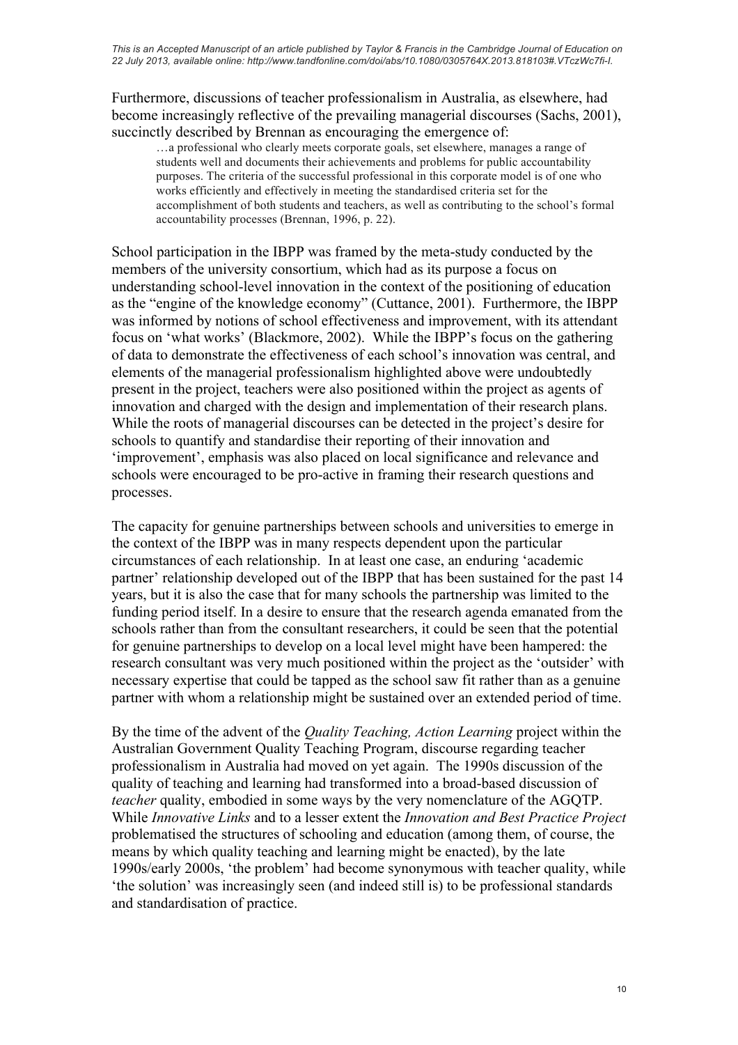Furthermore, discussions of teacher professionalism in Australia, as elsewhere, had become increasingly reflective of the prevailing managerial discourses (Sachs, 2001), succinctly described by Brennan as encouraging the emergence of:

> …a professional who clearly meets corporate goals, set elsewhere, manages a range of students well and documents their achievements and problems for public accountability purposes. The criteria of the successful professional in this corporate model is of one who works efficiently and effectively in meeting the standardised criteria set for the accomplishment of both students and teachers, as well as contributing to the school's formal accountability processes (Brennan, 1996, p. 22).

School participation in the IBPP was framed by the meta-study conducted by the members of the university consortium, which had as its purpose a focus on understanding school-level innovation in the context of the positioning of education as the "engine of the knowledge economy" (Cuttance, 2001). Furthermore, the IBPP was informed by notions of school effectiveness and improvement, with its attendant focus on 'what works' (Blackmore, 2002). While the IBPP's focus on the gathering of data to demonstrate the effectiveness of each school's innovation was central, and elements of the managerial professionalism highlighted above were undoubtedly present in the project, teachers were also positioned within the project as agents of innovation and charged with the design and implementation of their research plans. While the roots of managerial discourses can be detected in the project's desire for schools to quantify and standardise their reporting of their innovation and 'improvement', emphasis was also placed on local significance and relevance and schools were encouraged to be pro-active in framing their research questions and processes.

The capacity for genuine partnerships between schools and universities to emerge in the context of the IBPP was in many respects dependent upon the particular circumstances of each relationship. In at least one case, an enduring 'academic partner' relationship developed out of the IBPP that has been sustained for the past 14 years, but it is also the case that for many schools the partnership was limited to the funding period itself. In a desire to ensure that the research agenda emanated from the schools rather than from the consultant researchers, it could be seen that the potential for genuine partnerships to develop on a local level might have been hampered: the research consultant was very much positioned within the project as the 'outsider' with necessary expertise that could be tapped as the school saw fit rather than as a genuine partner with whom a relationship might be sustained over an extended period of time.

By the time of the advent of the *Quality Teaching, Action Learning* project within the Australian Government Quality Teaching Program, discourse regarding teacher professionalism in Australia had moved on yet again. The 1990s discussion of the quality of teaching and learning had transformed into a broad-based discussion of *teacher* quality, embodied in some ways by the very nomenclature of the AGQTP. While *Innovative Links* and to a lesser extent the *Innovation and Best Practice Project* problematised the structures of schooling and education (among them, of course, the means by which quality teaching and learning might be enacted), by the late 1990s/early 2000s, 'the problem' had become synonymous with teacher quality, while 'the solution' was increasingly seen (and indeed still is) to be professional standards and standardisation of practice.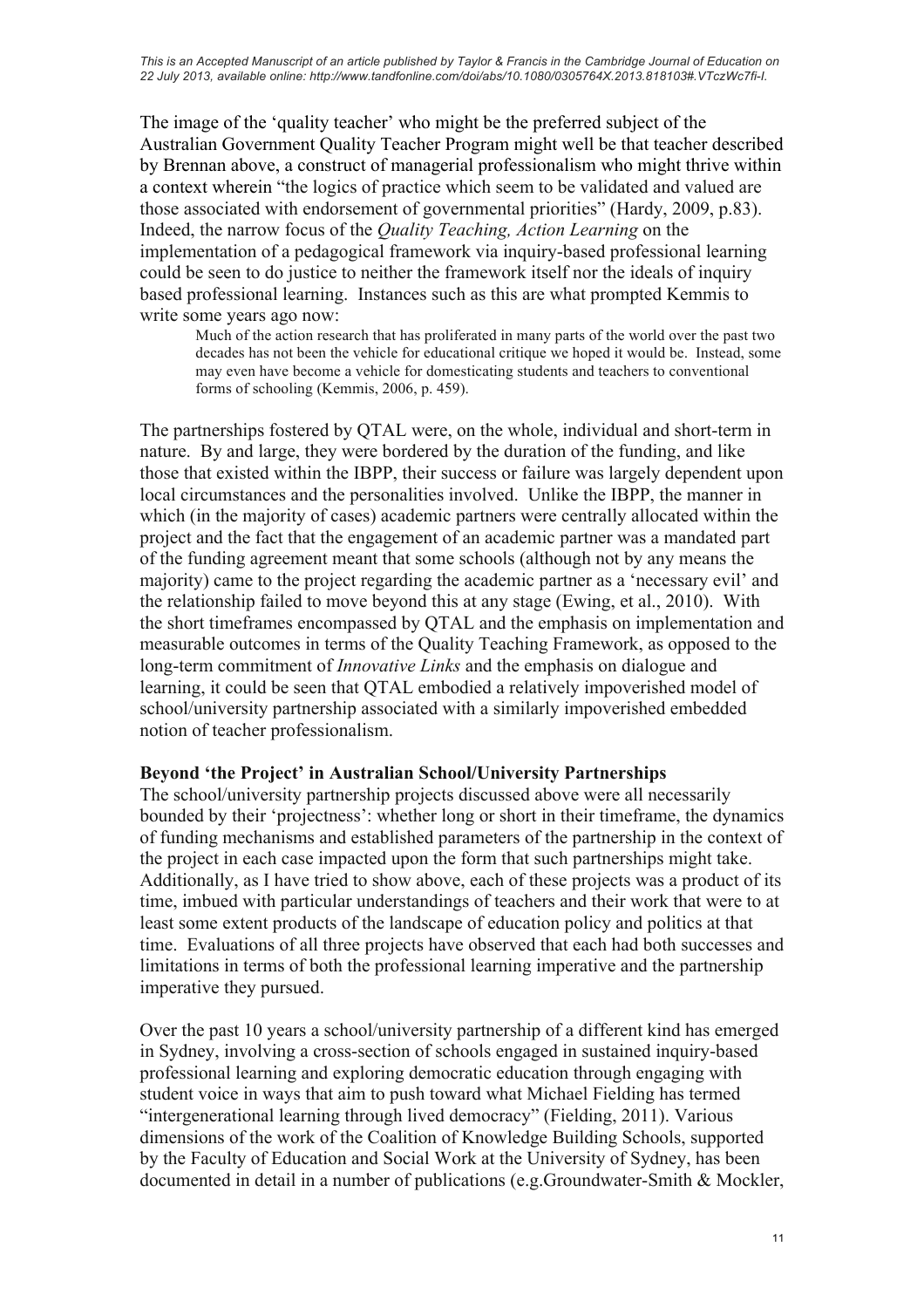The image of the 'quality teacher' who might be the preferred subject of the Australian Government Quality Teacher Program might well be that teacher described by Brennan above, a construct of managerial professionalism who might thrive within a context wherein "the logics of practice which seem to be validated and valued are those associated with endorsement of governmental priorities" (Hardy, 2009, p.83). Indeed, the narrow focus of the *Quality Teaching, Action Learning* on the implementation of a pedagogical framework via inquiry-based professional learning could be seen to do justice to neither the framework itself nor the ideals of inquiry based professional learning. Instances such as this are what prompted Kemmis to write some years ago now:

> Much of the action research that has proliferated in many parts of the world over the past two decades has not been the vehicle for educational critique we hoped it would be. Instead, some may even have become a vehicle for domesticating students and teachers to conventional forms of schooling (Kemmis, 2006, p. 459).

The partnerships fostered by QTAL were, on the whole, individual and short-term in nature. By and large, they were bordered by the duration of the funding, and like those that existed within the IBPP, their success or failure was largely dependent upon local circumstances and the personalities involved. Unlike the IBPP, the manner in which (in the majority of cases) academic partners were centrally allocated within the project and the fact that the engagement of an academic partner was a mandated part of the funding agreement meant that some schools (although not by any means the majority) came to the project regarding the academic partner as a 'necessary evil' and the relationship failed to move beyond this at any stage (Ewing, et al., 2010). With the short timeframes encompassed by QTAL and the emphasis on implementation and measurable outcomes in terms of the Quality Teaching Framework, as opposed to the long-term commitment of *Innovative Links* and the emphasis on dialogue and learning, it could be seen that QTAL embodied a relatively impoverished model of school/university partnership associated with a similarly impoverished embedded notion of teacher professionalism.

**Beyond 'the Project' in Australian School/University Partnerships**

The school/university partnership projects discussed above were all necessarily bounded by their 'projectness': whether long or short in their timeframe, the dynamics of funding mechanisms and established parameters of the partnership in the context of the project in each case impacted upon the form that such partnerships might take. Additionally, as I have tried to show above, each of these projects was a product of its time, imbued with particular understandings of teachers and their work that were to at least some extent products of the landscape of education policy and politics at that time. Evaluations of all three projects have observed that each had both successes and limitations in terms of both the professional learning imperative and the partnership imperative they pursued.

Over the past 10 years a school/university partnership of a different kind has emerged in Sydney, involving a cross-section of schools engaged in sustained inquiry-based professional learning and exploring democratic education through engaging with student voice in ways that aim to push toward what Michael Fielding has termed "intergenerational learning through lived democracy" (Fielding, 2011). Various dimensions of the work of the Coalition of Knowledge Building Schools, supported by the Faculty of Education and Social Work at the University of Sydney, has been documented in detail in a number of publications (e.g.Groundwater-Smith & Mockler,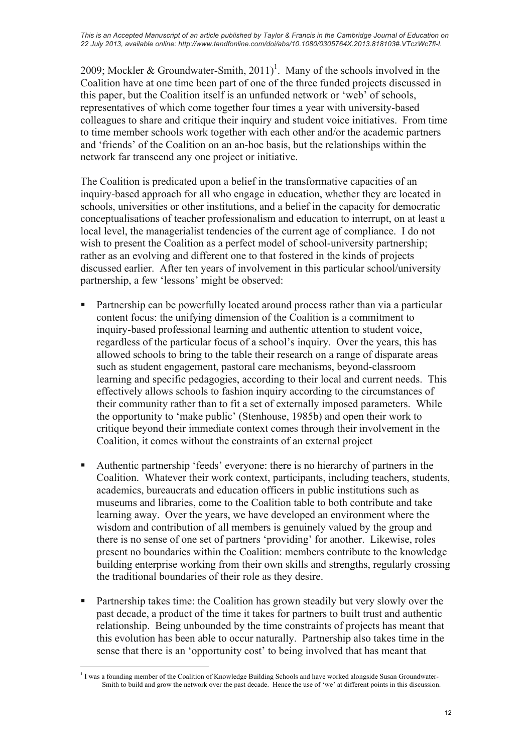2009; Mockler & Groundwater-Smith, 2011)[1]. Many of the schools involved in the Coalition have at one time been part of one of the three funded projects discussed in this paper, but the Coalition itself is an unfunded network or 'web' of schools, representatives of which come together four times a year with university-based colleagues to share and critique their inquiry and student voice initiatives. From time to time member schools work together with each other and/or the academic partners and 'friends' of the Coalition on an an-hoc basis, but the relationships within the network far transcend any one project or initiative.

The Coalition is predicated upon a belief in the transformative capacities of an inquiry-based approach for all who engage in education, whether they are located in schools, universities or other institutions, and a belief in the capacity for democratic conceptualisations of teacher professionalism and education to interrupt, on at least a local level, the managerialist tendencies of the current age of compliance. I do not wish to present the Coalition as a perfect model of school-university partnership; rather as an evolving and different one to that fostered in the kinds of projects discussed earlier. After ten years of involvement in this particular school/university partnership, a few 'lessons' might be observed:

- Partnership can be powerfully located around process rather than via a particular content focus: the unifying dimension of the Coalition is a commitment to inquiry-based professional learning and authentic attention to student voice, regardless of the particular focus of a school's inquiry. Over the years, this has allowed schools to bring to the table their research on a range of disparate areas such as student engagement, pastoral care mechanisms, beyond-classroom learning and specific pedagogies, according to their local and current needs. This effectively allows schools to fashion inquiry according to the circumstances of their community rather than to fit a set of externally imposed parameters. While the opportunity to 'make public' (Stenhouse, 1985b) and open their work to critique beyond their immediate context comes through their involvement in the Coalition, it comes without the constraints of an external project

- Authentic partnership 'feeds' everyone: there is no hierarchy of partners in the Coalition. Whatever their work context, participants, including teachers, students, academics, bureaucrats and education officers in public institutions such as museums and libraries, come to the Coalition table to both contribute and take learning away. Over the years, we have developed an environment where the wisdom and contribution of all members is genuinely valued by the group and there is no sense of one set of partners 'providing' for another. Likewise, roles present no boundaries within the Coalition: members contribute to the knowledge building enterprise working from their own skills and strengths, regularly crossing the traditional boundaries of their role as they desire.

- Partnership takes time: the Coalition has grown steadily but very slowly over the past decade, a product of the time it takes for partners to built trust and authentic relationship. Being unbounded by the time constraints of projects has meant that this evolution has been able to occur naturally. Partnership also takes time in the sense that there is an 'opportunity cost' to being involved that has meant that

[1] I was a founding member of the Coalition of Knowledge Building Schools and have worked alongside Susan Groundwater-Smith to build and grow the network over the past decade. Hence the use of 'we' at different points in this discussion.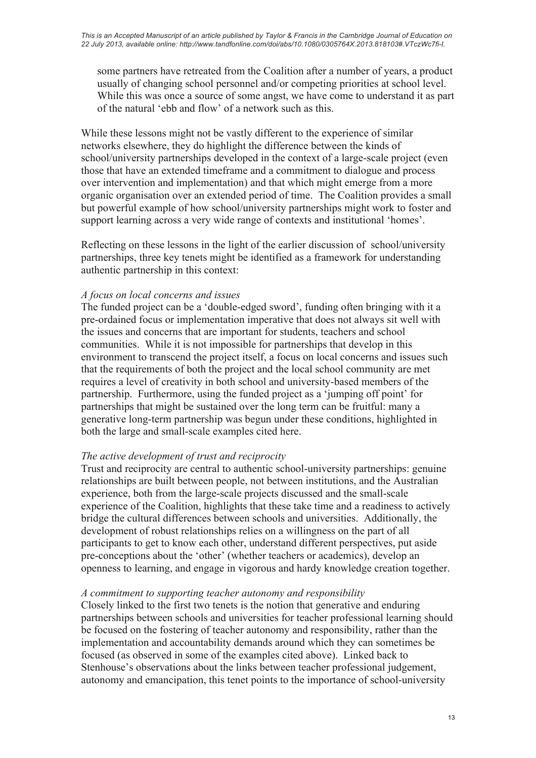some partners have retreated from the Coalition after a number of years, a product usually of changing school personnel and/or competing priorities at school level. While this was once a source of some angst, we have come to understand it as part of the natural 'ebb and flow' of a network such as this.

While these lessons might not be vastly different to the experience of similar networks elsewhere, they do highlight the difference between the kinds of school/university partnerships developed in the context of a large-scale project (even those that have an extended timeframe and a commitment to dialogue and process over intervention and implementation) and that which might emerge from a more organic organisation over an extended period of time. The Coalition provides a small but powerful example of how school/university partnerships might work to foster and support learning across a very wide range of contexts and institutional 'homes'.

Reflecting on these lessons in the light of the earlier discussion of school/university partnerships, three key tenets might be identified as a framework for understanding authentic partnership in this context:

*A focus on local concerns and issues*

The funded project can be a 'double-edged sword', funding often bringing with it a pre-ordained focus or implementation imperative that does not always sit well with the issues and concerns that are important for students, teachers and school communities. While it is not impossible for partnerships that develop in this environment to transcend the project itself, a focus on local concerns and issues such that the requirements of both the project and the local school community are met requires a level of creativity in both school and university-based members of the partnership. Furthermore, using the funded project as a 'jumping off point' for partnerships that might be sustained over the long term can be fruitful: many a generative long-term partnership was begun under these conditions, highlighted in both the large and small-scale examples cited here.

*The active development of trust and reciprocity*

Trust and reciprocity are central to authentic school-university partnerships: genuine relationships are built between people, not between institutions, and the Australian experience, both from the large-scale projects discussed and the small-scale experience of the Coalition, highlights that these take time and a readiness to actively bridge the cultural differences between schools and universities. Additionally, the development of robust relationships relies on a willingness on the part of all participants to get to know each other, understand different perspectives, put aside pre-conceptions about the 'other' (whether teachers or academics), develop an openness to learning, and engage in vigorous and hardy knowledge creation together.

*A commitment to supporting teacher autonomy and responsibility*

Closely linked to the first two tenets is the notion that generative and enduring partnerships between schools and universities for teacher professional learning should be focused on the fostering of teacher autonomy and responsibility, rather than the implementation and accountability demands around which they can sometimes be focused (as observed in some of the examples cited above). Linked back to Stenhouse's observations about the links between teacher professional judgement, autonomy and emancipation, this tenet points to the importance of school-university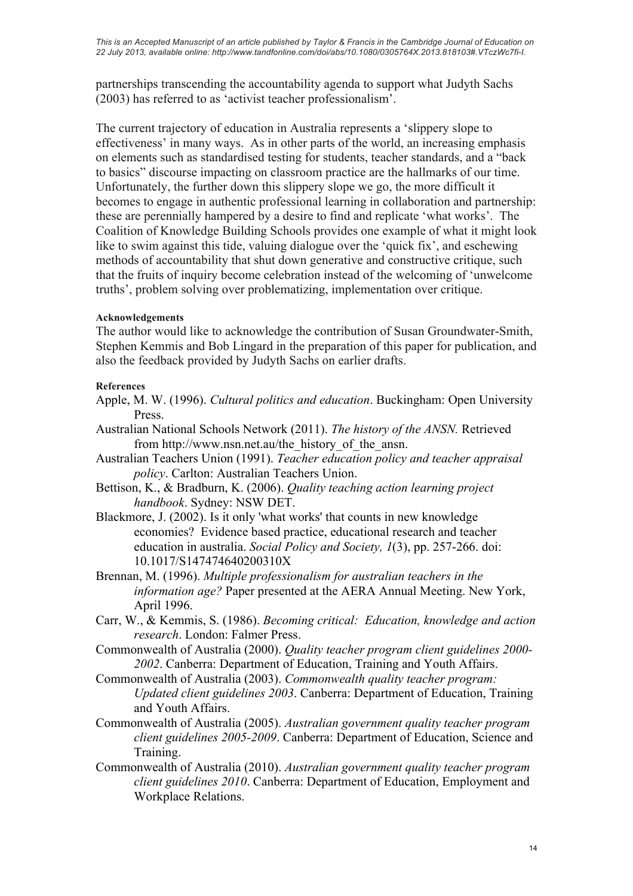partnerships transcending the accountability agenda to support what Judyth Sachs (2003) has referred to as 'activist teacher professionalism'.

The current trajectory of education in Australia represents a 'slippery slope to effectiveness' in many ways. As in other parts of the world, an increasing emphasis on elements such as standardised testing for students, teacher standards, and a "back to basics" discourse impacting on classroom practice are the hallmarks of our time. Unfortunately, the further down this slippery slope we go, the more difficult it becomes to engage in authentic professional learning in collaboration and partnership: these are perennially hampered by a desire to find and replicate 'what works'. The Coalition of Knowledge Building Schools provides one example of what it might look like to swim against this tide, valuing dialogue over the 'quick fix', and eschewing methods of accountability that shut down generative and constructive critique, such that the fruits of inquiry become celebration instead of the welcoming of 'unwelcome truths', problem solving over problematizing, implementation over critique.

#### Acknowledgements

The author would like to acknowledge the contribution of Susan Groundwater-Smith, Stephen Kemmis and Bob Lingard in the preparation of this paper for publication, and also the feedback provided by Judyth Sachs on earlier drafts.

#### References

Apple, M. W. (1996). *Cultural politics and education*. Buckingham: Open University Press.

Australian National Schools Network (2011). *The history of the ANSN.* Retrieved from http://www.nsn.net.au/the_history_of_the_ansn.

Australian Teachers Union (1991). *Teacher education policy and teacher appraisal policy*. Carlton: Australian Teachers Union.

Bettison, K., & Bradburn, K. (2006). *Quality teaching action learning project handbook*. Sydney: NSW DET.

Blackmore, J. (2002). Is it only 'what works' that counts in new knowledge economies? Evidence based practice, educational research and teacher education in australia. *Social Policy and Society, 1*(3), pp. 257-266. doi: 10.1017/S147474640200310X

Brennan, M. (1996). *Multiple professionalism for australian teachers in the information age?* Paper presented at the AERA Annual Meeting. New York, April 1996.

Carr, W., & Kemmis, S. (1986). *Becoming critical: Education, knowledge and action research*. London: Falmer Press.

Commonwealth of Australia (2000). *Quality teacher program client guidelines 2000-2002*. Canberra: Department of Education, Training and Youth Affairs.

Commonwealth of Australia (2003). *Commonwealth quality teacher program: Updated client guidelines 2003*. Canberra: Department of Education, Training and Youth Affairs.

Commonwealth of Australia (2005). *Australian government quality teacher program client guidelines 2005-2009*. Canberra: Department of Education, Science and Training.

Commonwealth of Australia (2010). *Australian government quality teacher program client guidelines 2010*. Canberra: Department of Education, Employment and Workplace Relations.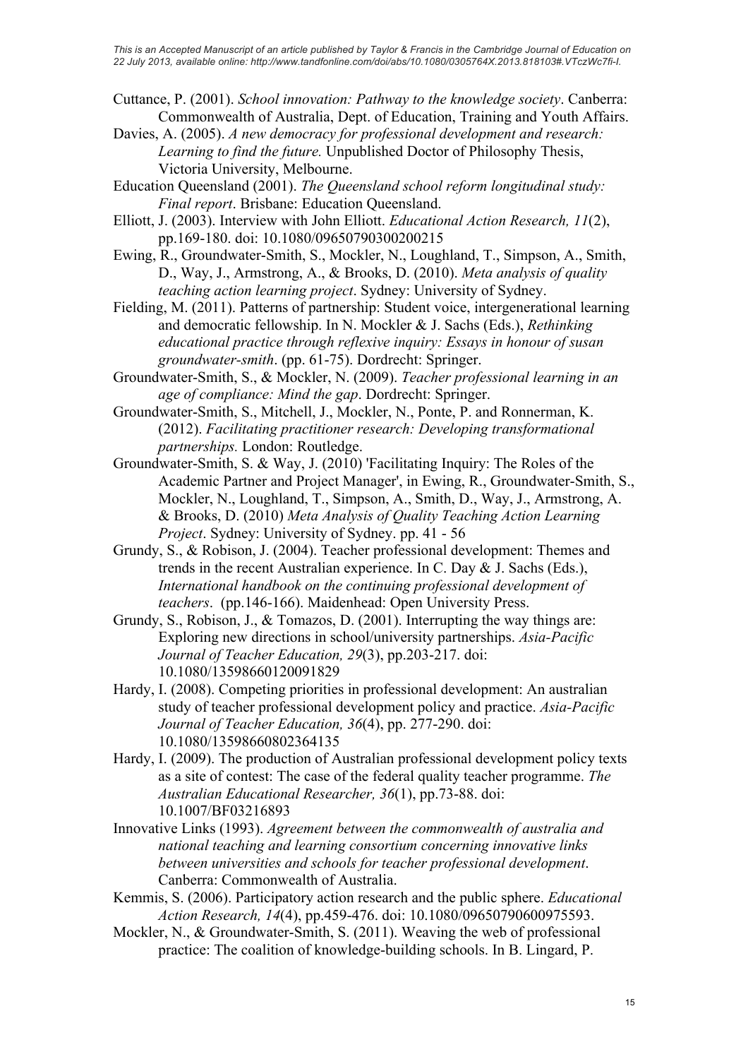Cuttance, P. (2001). *School innovation: Pathway to the knowledge society*. Canberra: Commonwealth of Australia, Dept. of Education, Training and Youth Affairs.

Davies, A. (2005). *A new democracy for professional development and research: Learning to find the future.* Unpublished Doctor of Philosophy Thesis, Victoria University, Melbourne.

Education Queensland (2001). *The Queensland school reform longitudinal study: Final report*. Brisbane: Education Queensland.

Elliott, J. (2003). Interview with John Elliott. *Educational Action Research, 11*(2), pp.169-180. doi: 10.1080/09650790300200215

Ewing, R., Groundwater-Smith, S., Mockler, N., Loughland, T., Simpson, A., Smith, D., Way, J., Armstrong, A., & Brooks, D. (2010). *Meta analysis of quality teaching action learning project*. Sydney: University of Sydney.

Fielding, M. (2011). Patterns of partnership: Student voice, intergenerational learning and democratic fellowship. In N. Mockler & J. Sachs (Eds.), *Rethinking educational practice through reflexive inquiry: Essays in honour of susan groundwater-smith*. (pp. 61-75). Dordrecht: Springer.

Groundwater-Smith, S., & Mockler, N. (2009). *Teacher professional learning in an age of compliance: Mind the gap*. Dordrecht: Springer.

Groundwater-Smith, S., Mitchell, J., Mockler, N., Ponte, P. and Ronnerman, K. (2012). *Facilitating practitioner research: Developing transformational partnerships.* London: Routledge.

Groundwater-Smith, S. & Way, J. (2010) 'Facilitating Inquiry: The Roles of the Academic Partner and Project Manager', in Ewing, R., Groundwater-Smith, S., Mockler, N., Loughland, T., Simpson, A., Smith, D., Way, J., Armstrong, A. & Brooks, D. (2010) *Meta Analysis of Quality Teaching Action Learning Project*. Sydney: University of Sydney. pp. 41 - 56

Grundy, S., & Robison, J. (2004). Teacher professional development: Themes and trends in the recent Australian experience. In C. Day & J. Sachs (Eds.), *International handbook on the continuing professional development of teachers*. (pp.146-166). Maidenhead: Open University Press.

Grundy, S., Robison, J., & Tomazos, D. (2001). Interrupting the way things are: Exploring new directions in school/university partnerships. *Asia-Pacific Journal of Teacher Education, 29*(3), pp.203-217. doi: 10.1080/13598660120091829

Hardy, I. (2008). Competing priorities in professional development: An australian study of teacher professional development policy and practice. *Asia-Pacific Journal of Teacher Education, 36*(4), pp. 277-290. doi: 10.1080/13598660802364135

Hardy, I. (2009). The production of Australian professional development policy texts as a site of contest: The case of the federal quality teacher programme. *The Australian Educational Researcher, 36*(1), pp.73-88. doi: 10.1007/BF03216893

Innovative Links (1993). *Agreement between the commonwealth of australia and national teaching and learning consortium concerning innovative links between universities and schools for teacher professional development*. Canberra: Commonwealth of Australia.

Kemmis, S. (2006). Participatory action research and the public sphere. *Educational Action Research, 14*(4), pp.459-476. doi: 10.1080/09650790600975593.

Mockler, N., & Groundwater-Smith, S. (2011). Weaving the web of professional practice: The coalition of knowledge-building schools. In B. Lingard, P.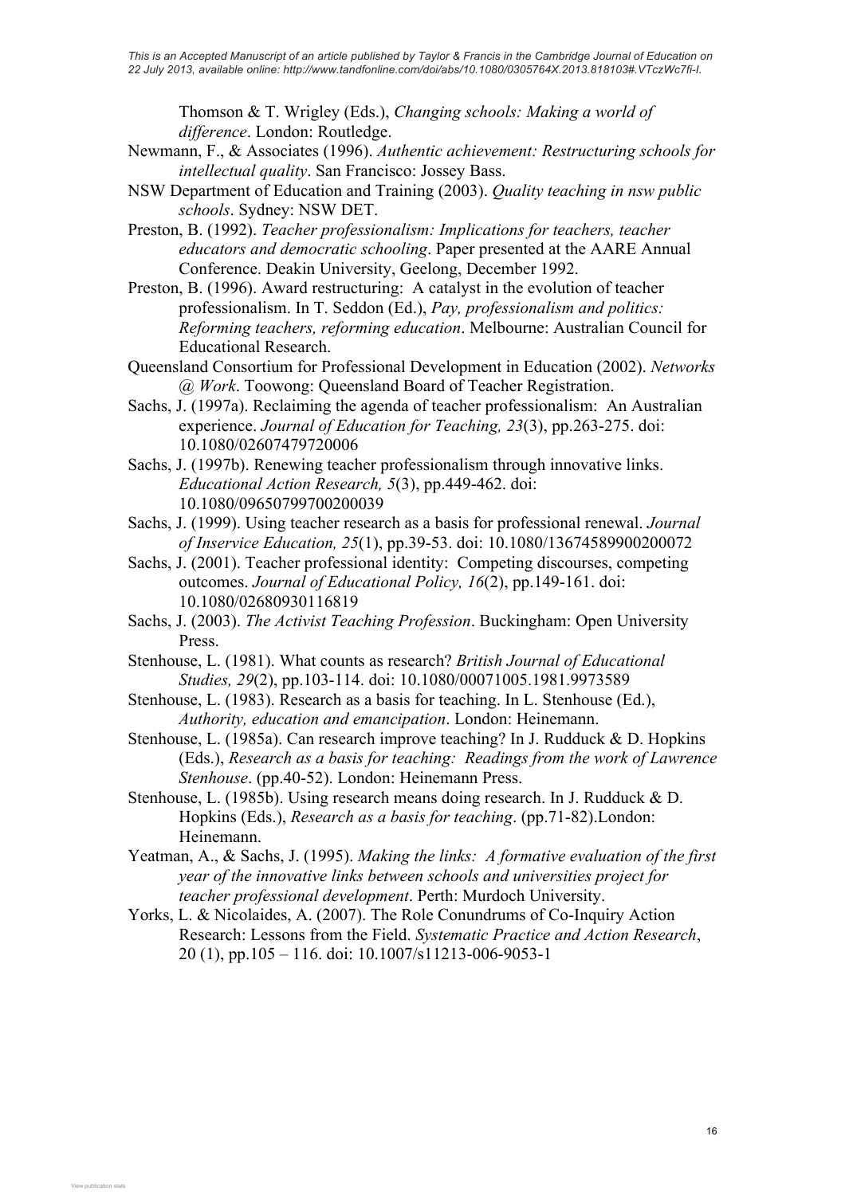Thomson & T. Wrigley (Eds.), *Changing schools: Making a world of difference*. London: Routledge.

Newmann, F., & Associates (1996). *Authentic achievement: Restructuring schools for intellectual quality*. San Francisco: Jossey Bass.

NSW Department of Education and Training (2003). *Quality teaching in nsw public schools*. Sydney: NSW DET.

Preston, B. (1992). *Teacher professionalism: Implications for teachers, teacher educators and democratic schooling*. Paper presented at the AARE Annual Conference. Deakin University, Geelong, December 1992.

Preston, B. (1996). Award restructuring: A catalyst in the evolution of teacher professionalism. In T. Seddon (Ed.), *Pay, professionalism and politics: Reforming teachers, reforming education*. Melbourne: Australian Council for Educational Research.

Queensland Consortium for Professional Development in Education (2002). *Networks @ Work*. Toowong: Queensland Board of Teacher Registration.

Sachs, J. (1997a). Reclaiming the agenda of teacher professionalism: An Australian experience. *Journal of Education for Teaching, 23*(3), pp.263-275. doi: 10.1080/02607479720006

Sachs, J. (1997b). Renewing teacher professionalism through innovative links. *Educational Action Research, 5*(3), pp.449-462. doi: 10.1080/09650799700200039

Sachs, J. (1999). Using teacher research as a basis for professional renewal. *Journal of Inservice Education, 25*(1), pp.39-53. doi: 10.1080/13674589900200072

Sachs, J. (2001). Teacher professional identity: Competing discourses, competing outcomes. *Journal of Educational Policy, 16*(2), pp.149-161. doi: 10.1080/02680930116819

Sachs, J. (2003). *The Activist Teaching Profession*. Buckingham: Open University Press.

Stenhouse, L. (1981). What counts as research? *British Journal of Educational Studies, 29*(2), pp.103-114. doi: 10.1080/00071005.1981.9973589

Stenhouse, L. (1983). Research as a basis for teaching. In L. Stenhouse (Ed.), *Authority, education and emancipation*. London: Heinemann.

Stenhouse, L. (1985a). Can research improve teaching? In J. Rudduck & D. Hopkins (Eds.), *Research as a basis for teaching: Readings from the work of Lawrence Stenhouse*. (pp.40-52). London: Heinemann Press.

Stenhouse, L. (1985b). Using research means doing research. In J. Rudduck & D. Hopkins (Eds.), *Research as a basis for teaching*. (pp.71-82).London: Heinemann.

Yeatman, A., & Sachs, J. (1995). *Making the links: A formative evaluation of the first year of the innovative links between schools and universities project for teacher professional development*. Perth: Murdoch University.

Yorks, L. & Nicolaides, A. (2007). The Role Conundrums of Co-Inquiry Action Research: Lessons from the Field. *Systematic Practice and Action Research*, 20 (1), pp.105 – 116. doi: 10.1007/s11213-006-9053-1